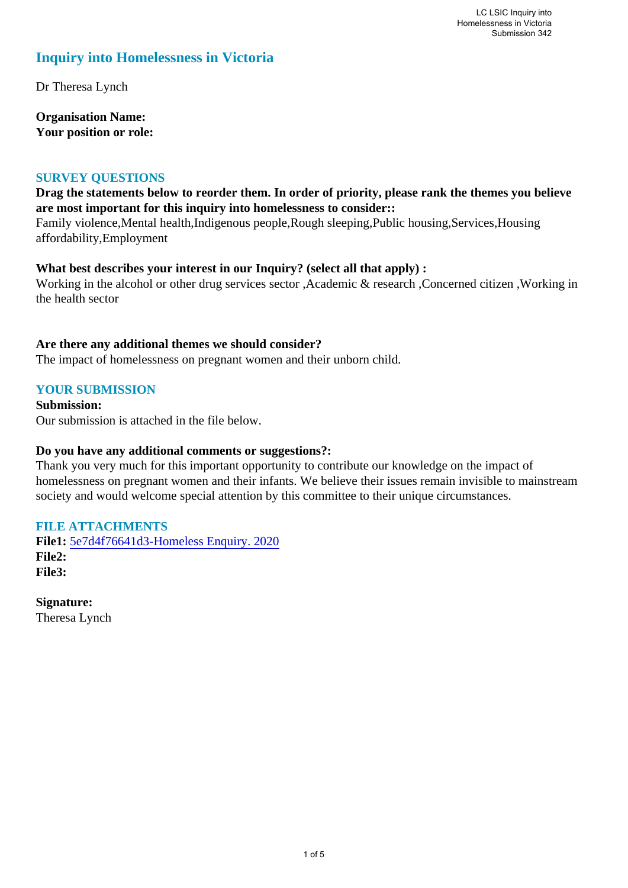# Inquiry into Homelessness in Victoria

Dr Theresa Lynch

**Organisation Name:**
**Your position or role:**

## SURVEY QUESTIONS

**Drag the statements below to reorder them. In order of priority, please rank the themes you believe are most important for this inquiry into homelessness to consider::**
Family violence,Mental health,Indigenous people,Rough sleeping,Public housing,Services,Housing affordability,Employment

**What best describes your interest in our Inquiry? (select all that apply) :**
Working in the alcohol or other drug services sector ,Academic & research ,Concerned citizen ,Working in the health sector

**Are there any additional themes we should consider?**
The impact of homelessness on pregnant women and their unborn child.

## YOUR SUBMISSION

**Submission:**
Our submission is attached in the file below.

**Do you have any additional comments or suggestions?:**
Thank you very much for this important opportunity to contribute our knowledge on the impact of homelessness on pregnant women and their infants. We believe their issues remain invisible to mainstream society and would welcome special attention by this committee to their unique circumstances.

## FILE ATTACHMENTS

**File1:** 5e7d4f76641d3-Homeless Enquiry. 2020
**File2:**
**File3:**

**Signature:**
Theresa Lynch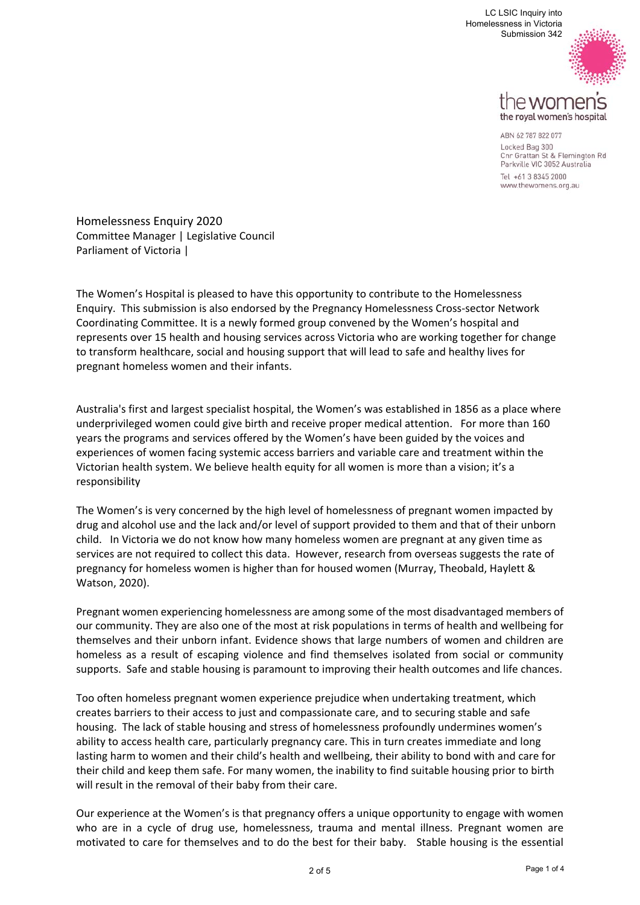Homelessness Enquiry 2020
Committee Manager | Legislative Council
Parliament of Victoria |

The Women's Hospital is pleased to have this opportunity to contribute to the Homelessness Enquiry. This submission is also endorsed by the Pregnancy Homelessness Cross-sector Network Coordinating Committee. It is a newly formed group convened by the Women's hospital and represents over 15 health and housing services across Victoria who are working together for change to transform healthcare, social and housing support that will lead to safe and healthy lives for pregnant homeless women and their infants.

Australia's first and largest specialist hospital, the Women's was established in 1856 as a place where underprivileged women could give birth and receive proper medical attention. For more than 160 years the programs and services offered by the Women's have been guided by the voices and experiences of women facing systemic access barriers and variable care and treatment within the Victorian health system. We believe health equity for all women is more than a vision; it's a responsibility

The Women's is very concerned by the high level of homelessness of pregnant women impacted by drug and alcohol use and the lack and/or level of support provided to them and that of their unborn child. In Victoria we do not know how many homeless women are pregnant at any given time as services are not required to collect this data. However, research from overseas suggests the rate of pregnancy for homeless women is higher than for housed women (Murray, Theobald, Haylett & Watson, 2020).

Pregnant women experiencing homelessness are among some of the most disadvantaged members of our community. They are also one of the most at risk populations in terms of health and wellbeing for themselves and their unborn infant. Evidence shows that large numbers of women and children are homeless as a result of escaping violence and find themselves isolated from social or community supports. Safe and stable housing is paramount to improving their health outcomes and life chances.

Too often homeless pregnant women experience prejudice when undertaking treatment, which creates barriers to their access to just and compassionate care, and to securing stable and safe housing. The lack of stable housing and stress of homelessness profoundly undermines women's ability to access health care, particularly pregnancy care. This in turn creates immediate and long lasting harm to women and their child's health and wellbeing, their ability to bond with and care for their child and keep them safe. For many women, the inability to find suitable housing prior to birth will result in the removal of their baby from their care.

Our experience at the Women's is that pregnancy offers a unique opportunity to engage with women who are in a cycle of drug use, homelessness, trauma and mental illness. Pregnant women are motivated to care for themselves and to do the best for their baby. Stable housing is the essential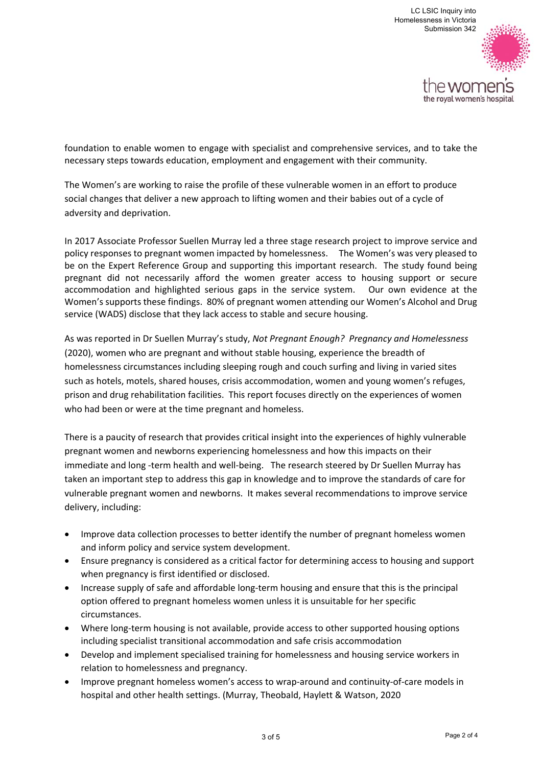foundation to enable women to engage with specialist and comprehensive services, and to take the necessary steps towards education, employment and engagement with their community.

The Women's are working to raise the profile of these vulnerable women in an effort to produce social changes that deliver a new approach to lifting women and their babies out of a cycle of adversity and deprivation.

In 2017 Associate Professor Suellen Murray led a three stage research project to improve service and policy responses to pregnant women impacted by homelessness. The Women's was very pleased to be on the Expert Reference Group and supporting this important research. The study found being pregnant did not necessarily afford the women greater access to housing support or secure accommodation and highlighted serious gaps in the service system. Our own evidence at the Women's supports these findings. 80% of pregnant women attending our Women's Alcohol and Drug service (WADS) disclose that they lack access to stable and secure housing.

As was reported in Dr Suellen Murray's study, *Not Pregnant Enough? Pregnancy and Homelessness* (2020), women who are pregnant and without stable housing, experience the breadth of homelessness circumstances including sleeping rough and couch surfing and living in varied sites such as hotels, motels, shared houses, crisis accommodation, women and young women's refuges, prison and drug rehabilitation facilities. This report focuses directly on the experiences of women who had been or were at the time pregnant and homeless.

There is a paucity of research that provides critical insight into the experiences of highly vulnerable pregnant women and newborns experiencing homelessness and how this impacts on their immediate and long -term health and well-being. The research steered by Dr Suellen Murray has taken an important step to address this gap in knowledge and to improve the standards of care for vulnerable pregnant women and newborns. It makes several recommendations to improve service delivery, including:

- Improve data collection processes to better identify the number of pregnant homeless women and inform policy and service system development.
- Ensure pregnancy is considered as a critical factor for determining access to housing and support when pregnancy is first identified or disclosed.
- Increase supply of safe and affordable long-term housing and ensure that this is the principal option offered to pregnant homeless women unless it is unsuitable for her specific circumstances.
- Where long-term housing is not available, provide access to other supported housing options including specialist transitional accommodation and safe crisis accommodation
- Develop and implement specialised training for homelessness and housing service workers in relation to homelessness and pregnancy.
- Improve pregnant homeless women's access to wrap-around and continuity-of-care models in hospital and other health settings. (Murray, Theobald, Haylett & Watson, 2020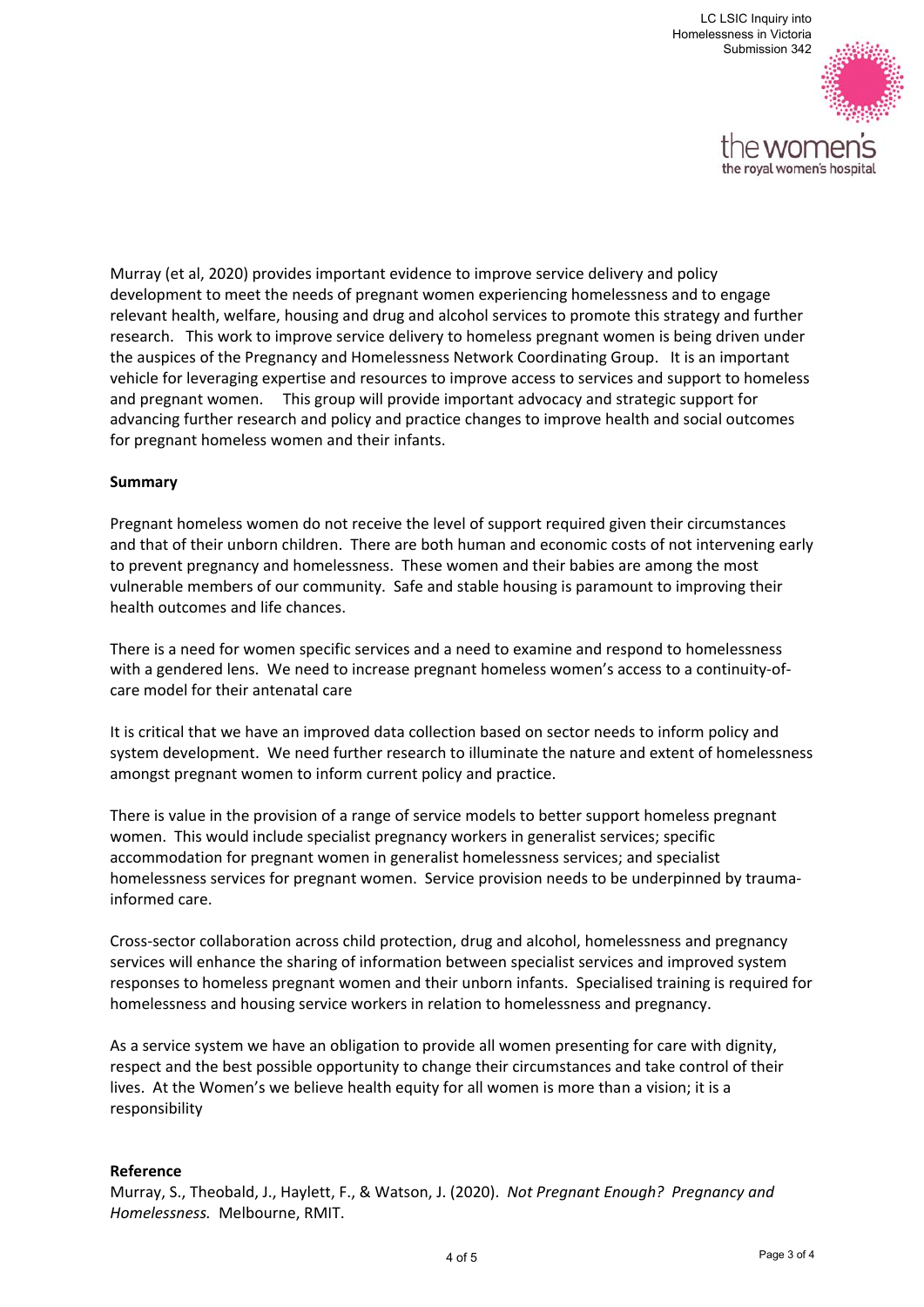Murray (et al, 2020) provides important evidence to improve service delivery and policy development to meet the needs of pregnant women experiencing homelessness and to engage relevant health, welfare, housing and drug and alcohol services to promote this strategy and further research. This work to improve service delivery to homeless pregnant women is being driven under the auspices of the Pregnancy and Homelessness Network Coordinating Group. It is an important vehicle for leveraging expertise and resources to improve access to services and support to homeless and pregnant women. This group will provide important advocacy and strategic support for advancing further research and policy and practice changes to improve health and social outcomes for pregnant homeless women and their infants.

**Summary**

Pregnant homeless women do not receive the level of support required given their circumstances and that of their unborn children. There are both human and economic costs of not intervening early to prevent pregnancy and homelessness. These women and their babies are among the most vulnerable members of our community. Safe and stable housing is paramount to improving their health outcomes and life chances.

There is a need for women specific services and a need to examine and respond to homelessness with a gendered lens. We need to increase pregnant homeless women's access to a continuity-of-care model for their antenatal care

It is critical that we have an improved data collection based on sector needs to inform policy and system development. We need further research to illuminate the nature and extent of homelessness amongst pregnant women to inform current policy and practice.

There is value in the provision of a range of service models to better support homeless pregnant women. This would include specialist pregnancy workers in generalist services; specific accommodation for pregnant women in generalist homelessness services; and specialist homelessness services for pregnant women. Service provision needs to be underpinned by trauma-informed care.

Cross-sector collaboration across child protection, drug and alcohol, homelessness and pregnancy services will enhance the sharing of information between specialist services and improved system responses to homeless pregnant women and their unborn infants. Specialised training is required for homelessness and housing service workers in relation to homelessness and pregnancy.

As a service system we have an obligation to provide all women presenting for care with dignity, respect and the best possible opportunity to change their circumstances and take control of their lives. At the Women's we believe health equity for all women is more than a vision; it is a responsibility

**Reference**

Murray, S., Theobald, J., Haylett, F., & Watson, J. (2020). *Not Pregnant Enough? Pregnancy and Homelessness.* Melbourne, RMIT.